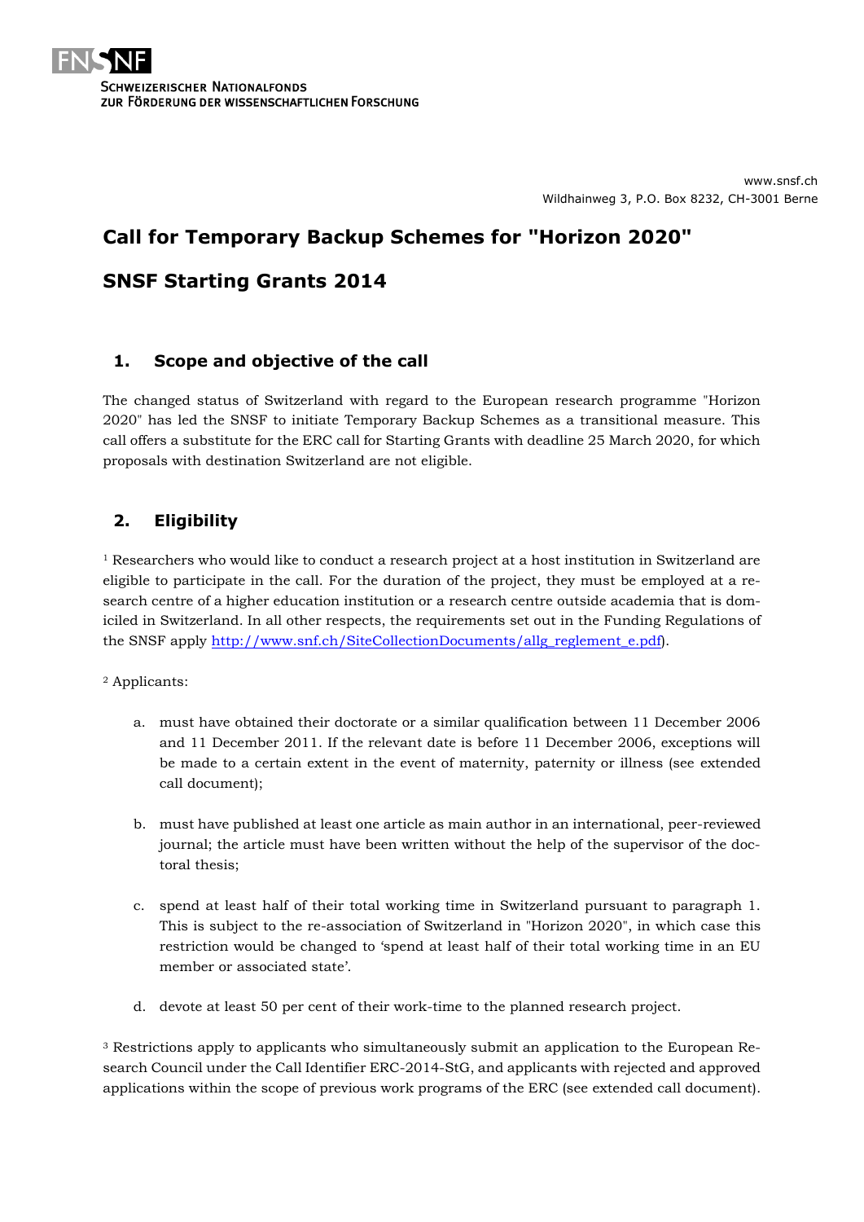**Schweizerischer Nationalfonds zur Förderung der wissenschaftlichen Forschung**

www.snsf.ch
Wildhainweg 3, P.O. Box 8232, CH-3001 Berne

# Call for Temporary Backup Schemes for "Horizon 2020"

# SNSF Starting Grants 2014

## 1. Scope and objective of the call

The changed status of Switzerland with regard to the European research programme "Horizon 2020" has led the SNSF to initiate Temporary Backup Schemes as a transitional measure. This call offers a substitute for the ERC call for Starting Grants with deadline 25 March 2020, for which proposals with destination Switzerland are not eligible.

## 2. Eligibility

[1] Researchers who would like to conduct a research project at a host institution in Switzerland are eligible to participate in the call. For the duration of the project, they must be employed at a research centre of a higher education institution or a research centre outside academia that is domiciled in Switzerland. In all other respects, the requirements set out in the Funding Regulations of the SNSF apply http://www.snf.ch/SiteCollectionDocuments/allg_reglement_e.pdf).

[2] Applicants:

a. must have obtained their doctorate or a similar qualification between 11 December 2006 and 11 December 2011. If the relevant date is before 11 December 2006, exceptions will be made to a certain extent in the event of maternity, paternity or illness (see extended call document);

b. must have published at least one article as main author in an international, peer-reviewed journal; the article must have been written without the help of the supervisor of the doctoral thesis;

c. spend at least half of their total working time in Switzerland pursuant to paragraph 1. This is subject to the re-association of Switzerland in "Horizon 2020", in which case this restriction would be changed to 'spend at least half of their total working time in an EU member or associated state'.

d. devote at least 50 per cent of their work-time to the planned research project.

[3] Restrictions apply to applicants who simultaneously submit an application to the European Research Council under the Call Identifier ERC-2014-StG, and applicants with rejected and approved applications within the scope of previous work programs of the ERC (see extended call document).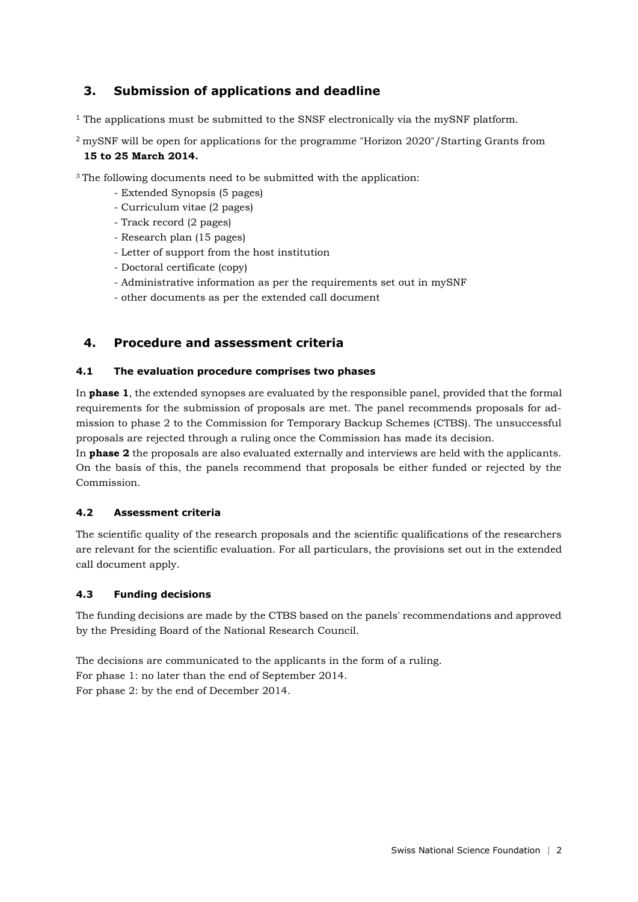## 3. Submission of applications and deadline

[1] The applications must be submitted to the SNSF electronically via the mySNF platform.

[2] mySNF will be open for applications for the programme "Horizon 2020"/Starting Grants from **15 to 25 March 2014.**

[3] The following documents need to be submitted with the application:

- Extended Synopsis (5 pages)
- Curriculum vitae (2 pages)
- Track record (2 pages)
- Research plan (15 pages)
- Letter of support from the host institution
- Doctoral certificate (copy)
- Administrative information as per the requirements set out in mySNF
- other documents as per the extended call document

## 4. Procedure and assessment criteria

### 4.1 The evaluation procedure comprises two phases

In **phase 1**, the extended synopses are evaluated by the responsible panel, provided that the formal requirements for the submission of proposals are met. The panel recommends proposals for admission to phase 2 to the Commission for Temporary Backup Schemes (CTBS). The unsuccessful proposals are rejected through a ruling once the Commission has made its decision.

In **phase 2** the proposals are also evaluated externally and interviews are held with the applicants. On the basis of this, the panels recommend that proposals be either funded or rejected by the Commission.

### 4.2 Assessment criteria

The scientific quality of the research proposals and the scientific qualifications of the researchers are relevant for the scientific evaluation. For all particulars, the provisions set out in the extended call document apply.

### 4.3 Funding decisions

The funding decisions are made by the CTBS based on the panels' recommendations and approved by the Presiding Board of the National Research Council.

The decisions are communicated to the applicants in the form of a ruling.
For phase 1: no later than the end of September 2014.
For phase 2: by the end of December 2014.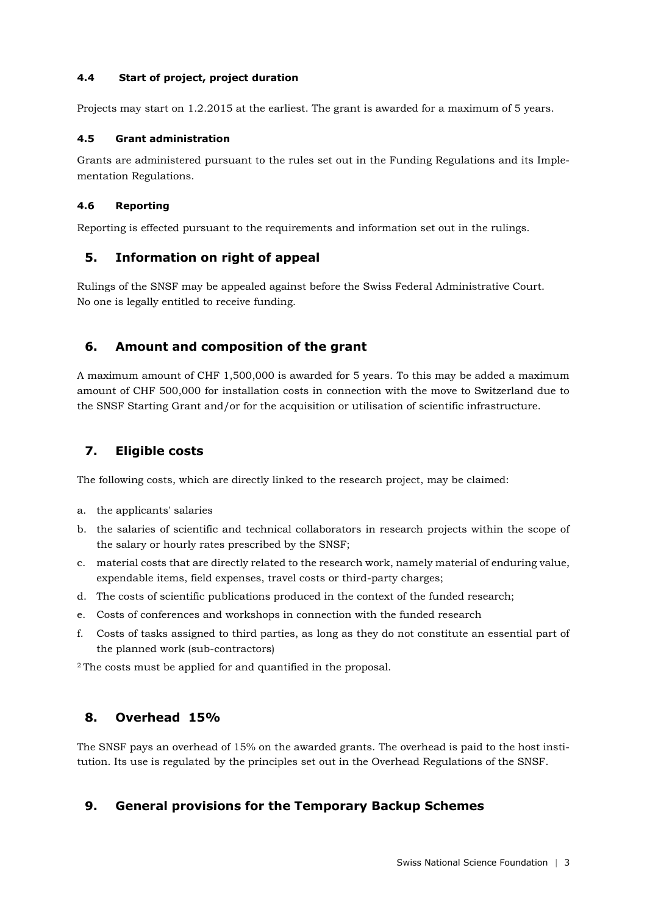### 4.4 Start of project, project duration

Projects may start on 1.2.2015 at the earliest. The grant is awarded for a maximum of 5 years.

### 4.5 Grant administration

Grants are administered pursuant to the rules set out in the Funding Regulations and its Implementation Regulations.

### 4.6 Reporting

Reporting is effected pursuant to the requirements and information set out in the rulings.

## 5. Information on right of appeal

Rulings of the SNSF may be appealed against before the Swiss Federal Administrative Court.
No one is legally entitled to receive funding.

## 6. Amount and composition of the grant

A maximum amount of CHF 1,500,000 is awarded for 5 years. To this may be added a maximum amount of CHF 500,000 for installation costs in connection with the move to Switzerland due to the SNSF Starting Grant and/or for the acquisition or utilisation of scientific infrastructure.

## 7. Eligible costs

The following costs, which are directly linked to the research project, may be claimed:

a. the applicants' salaries
b. the salaries of scientific and technical collaborators in research projects within the scope of the salary or hourly rates prescribed by the SNSF;
c. material costs that are directly related to the research work, namely material of enduring value, expendable items, field expenses, travel costs or third-party charges;
d. The costs of scientific publications produced in the context of the funded research;
e. Costs of conferences and workshops in connection with the funded research
f. Costs of tasks assigned to third parties, as long as they do not constitute an essential part of the planned work (sub-contractors)

[2] The costs must be applied for and quantified in the proposal.

## 8. Overhead 15%

The SNSF pays an overhead of 15% on the awarded grants. The overhead is paid to the host institution. Its use is regulated by the principles set out in the Overhead Regulations of the SNSF.

## 9. General provisions for the Temporary Backup Schemes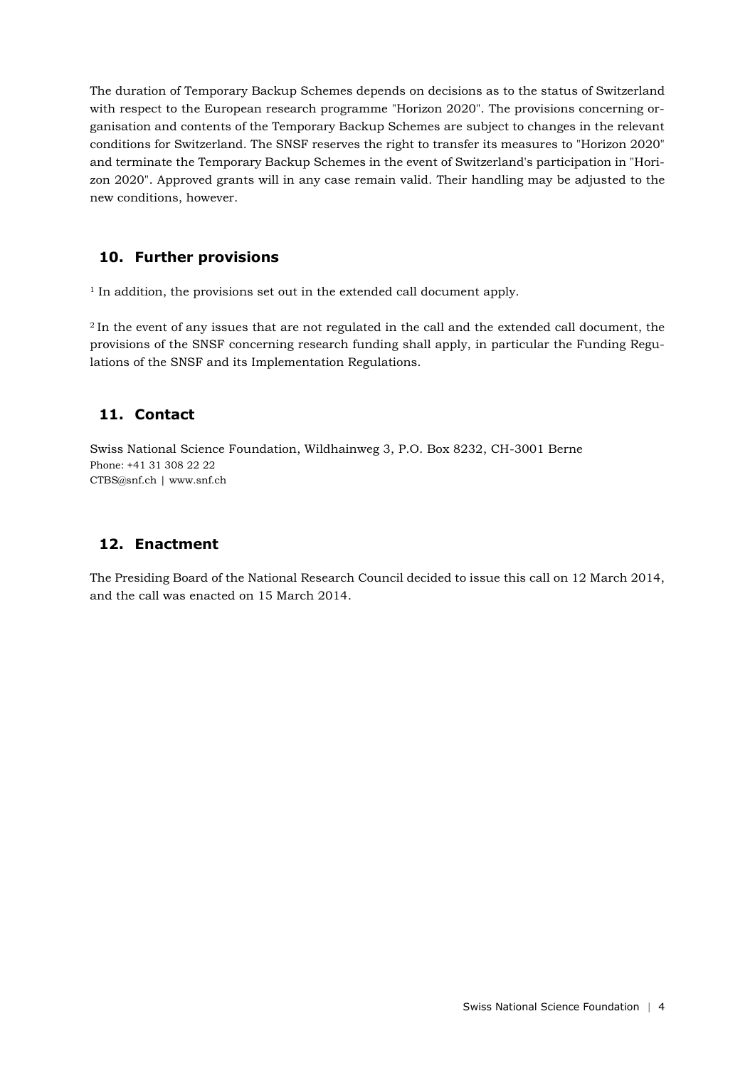The duration of Temporary Backup Schemes depends on decisions as to the status of Switzerland with respect to the European research programme "Horizon 2020". The provisions concerning organisation and contents of the Temporary Backup Schemes are subject to changes in the relevant conditions for Switzerland. The SNSF reserves the right to transfer its measures to "Horizon 2020" and terminate the Temporary Backup Schemes in the event of Switzerland's participation in "Horizon 2020". Approved grants will in any case remain valid. Their handling may be adjusted to the new conditions, however.

## 10. Further provisions

[1] In addition, the provisions set out in the extended call document apply.

[2] In the event of any issues that are not regulated in the call and the extended call document, the provisions of the SNSF concerning research funding shall apply, in particular the Funding Regulations of the SNSF and its Implementation Regulations.

## 11. Contact

Swiss National Science Foundation, Wildhainweg 3, P.O. Box 8232, CH-3001 Berne
Phone: +41 31 308 22 22
CTBS@snf.ch | www.snf.ch

## 12. Enactment

The Presiding Board of the National Research Council decided to issue this call on 12 March 2014, and the call was enacted on 15 March 2014.